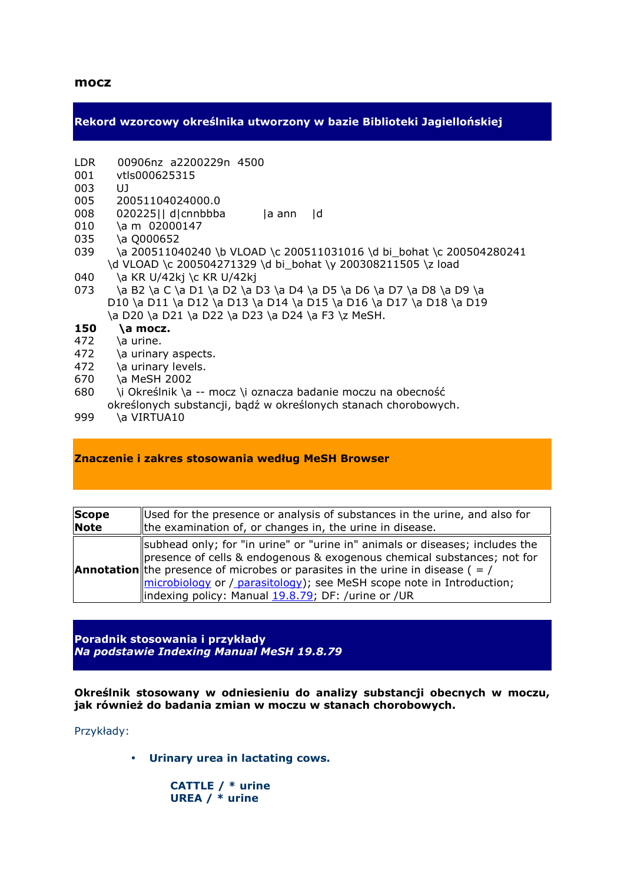**mocz**

## Rekord wzorcowy określnika utworzony w bazie Biblioteki Jagiellońskiej

```
LDR     00906nz  a2200229n  4500
001     vtls000625315
003     UJ
005     20051104024000.0
008     020225|| d|cnnbbba        |a ann    |d
010     \a m  02000147
035     \a Q000652
039     \a 200511040240 \b VLOAD \c 200511031016 \d bi_bohat \c 200504280241
        \d VLOAD \c 200504271329 \d bi_bohat \y 200308211505 \z load
040     \a KR U/42kj \c KR U/42kj
073     \a B2 \a C \a D1 \a D2 \a D3 \a D4 \a D5 \a D6 \a D7 \a D8 \a D9 \a
        D10 \a D11 \a D12 \a D13 \a D14 \a D15 \a D16 \a D17 \a D18 \a D19
        \a D20 \a D21 \a D22 \a D23 \a D24 \a F3 \z MeSH.
150     \a mocz.
472     \a urine.
472     \a urinary aspects.
472     \a urinary levels.
670     \a MeSH 2002
680     \i Określnik \a -- mocz \i oznacza badanie moczu na obecność
        określonych substancji, bądź w określonych stanach chorobowych.
999     \a VIRTUA10
```

## Znaczenie i zakres stosowania według MeSH Browser

| | |
|---|---|
| **Scope Note** | Used for the presence or analysis of substances in the urine, and also for the examination of, or changes in, the urine in disease. |
| **Annotation** | subhead only; for "in urine" or "urine in" animals or diseases; includes the presence of cells & endogenous & exogenous chemical substances; not for the presence of microbes or parasites in the urine in disease ( = / microbiology or / parasitology); see MeSH scope note in Introduction; indexing policy: Manual 19.8.79; DF: /urine or /UR |

## Poradnik stosowania i przykłady
***Na podstawie Indexing Manual MeSH 19.8.79***

**Określnik stosowany w odniesieniu do analizy substancji obecnych w moczu, jak również do badania zmian w moczu w stanach chorobowych.**

Przykłady:

- **Urinary urea in lactating cows.**

  **CATTLE / * urine**
  **UREA / * urine**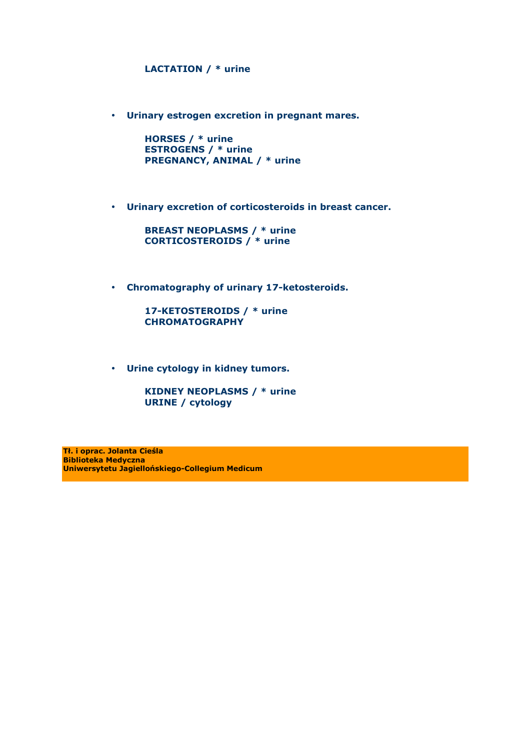**LACTATION / * urine**

- **Urinary estrogen excretion in pregnant mares.**

  **HORSES / * urine**
  **ESTROGENS / * urine**
  **PREGNANCY, ANIMAL / * urine**

- **Urinary excretion of corticosteroids in breast cancer.**

  **BREAST NEOPLASMS / * urine**
  **CORTICOSTEROIDS / * urine**

- **Chromatography of urinary 17-ketosteroids.**

  **17-KETOSTEROIDS / * urine**
  **CHROMATOGRAPHY**

- **Urine cytology in kidney tumors.**

  **KIDNEY NEOPLASMS / * urine**
  **URINE / cytology**

**Tł. i oprac. Jolanta Cieśla**
**Biblioteka Medyczna**
**Uniwersytetu Jagiellońskiego-Collegium Medicum**